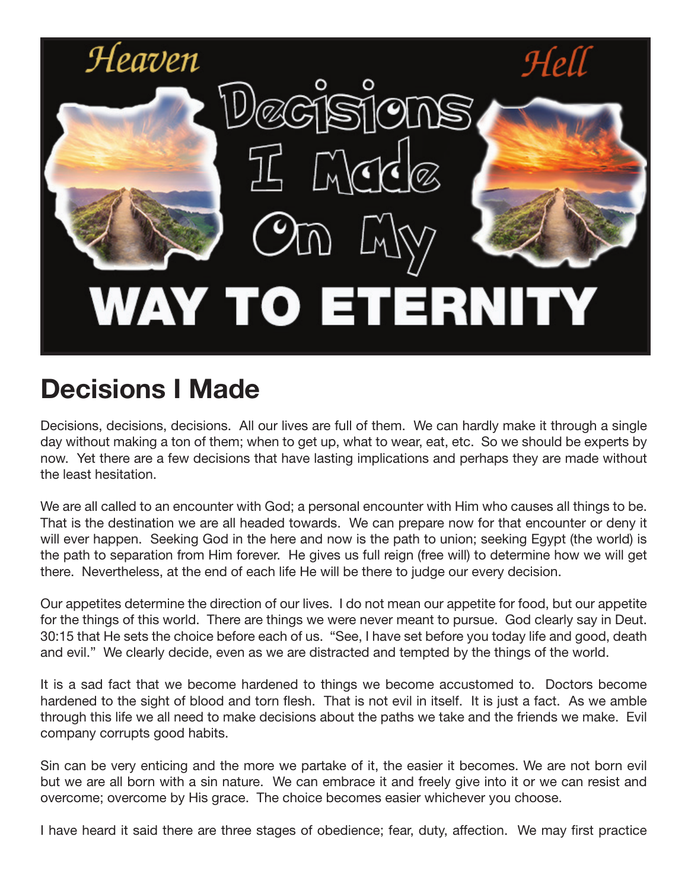# Decisions I Made

Decisions, decisions, decisions. All our lives are full of them. We can hardly make it through a single day without making a ton of them; when to get up, what to wear, eat, etc. So we should be experts by now. Yet there are a few decisions that have lasting implications and perhaps they are made without the least hesitation.

We are all called to an encounter with God; a personal encounter with Him who causes all things to be. That is the destination we are all headed towards. We can prepare now for that encounter or deny it will ever happen. Seeking God in the here and now is the path to union; seeking Egypt (the world) is the path to separation from Him forever. He gives us full reign (free will) to determine how we will get there. Nevertheless, at the end of each life He will be there to judge our every decision.

Our appetites determine the direction of our lives. I do not mean our appetite for food, but our appetite for the things of this world. There are things we were never meant to pursue. God clearly say in Deut. 30:15 that He sets the choice before each of us. "See, I have set before you today life and good, death and evil." We clearly decide, even as we are distracted and tempted by the things of the world.

It is a sad fact that we become hardened to things we become accustomed to. Doctors become hardened to the sight of blood and torn flesh. That is not evil in itself. It is just a fact. As we amble through this life we all need to make decisions about the paths we take and the friends we make. Evil company corrupts good habits.

Sin can be very enticing and the more we partake of it, the easier it becomes. We are not born evil but we are all born with a sin nature. We can embrace it and freely give into it or we can resist and overcome; overcome by His grace. The choice becomes easier whichever you choose.

I have heard it said there are three stages of obedience; fear, duty, affection. We may first practice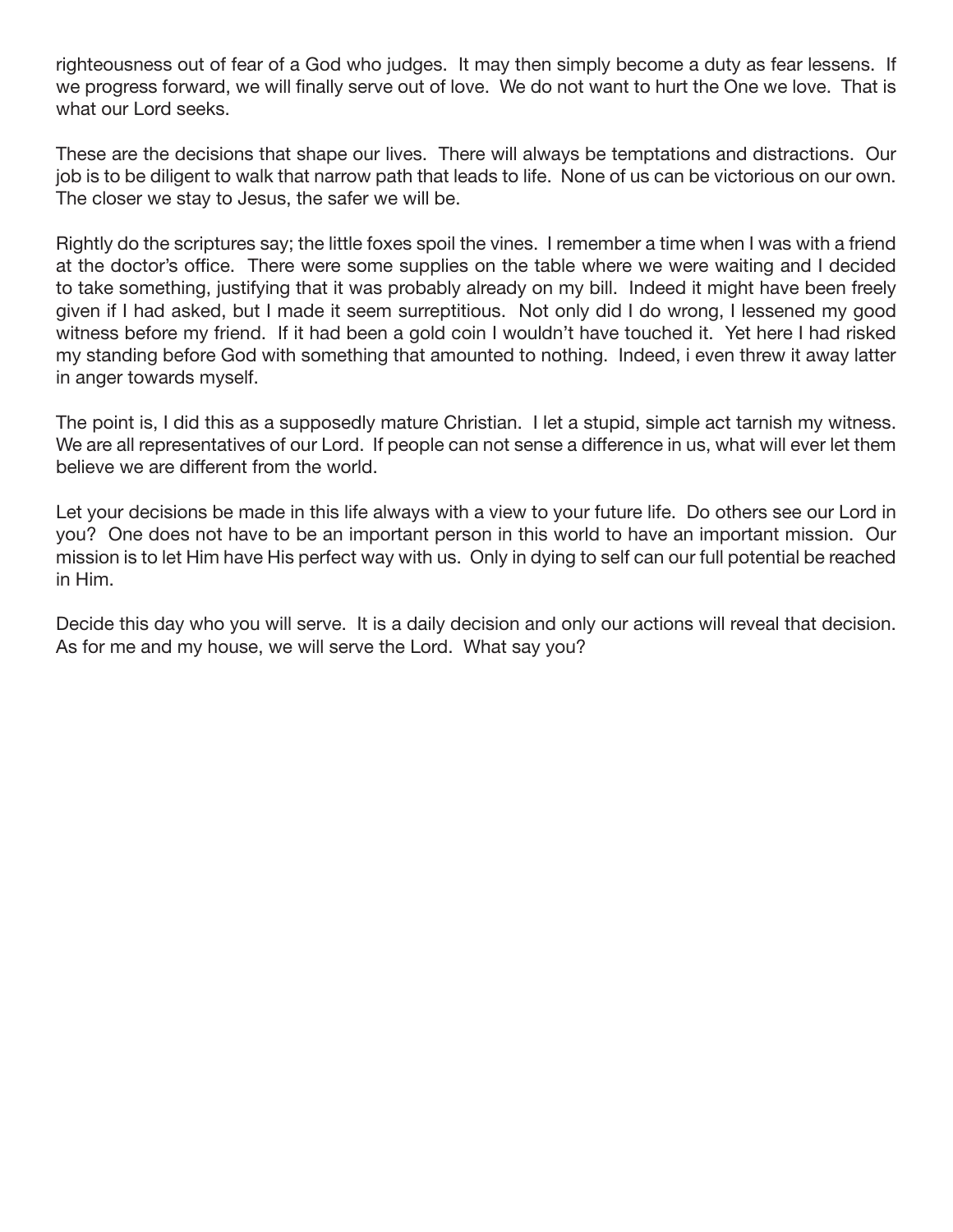righteousness out of fear of a God who judges.  It may then simply become a duty as fear lessens.  If we progress forward, we will finally serve out of love.  We do not want to hurt the One we love.  That is what our Lord seeks.

These are the decisions that shape our lives.  There will always be temptations and distractions.  Our job is to be diligent to walk that narrow path that leads to life.  None of us can be victorious on our own.  The closer we stay to Jesus, the safer we will be.

Rightly do the scriptures say; the little foxes spoil the vines.  I remember a time when I was with a friend at the doctor's office.  There were some supplies on the table where we were waiting and I decided to take something, justifying that it was probably already on my bill.  Indeed it might have been freely given if I had asked, but I made it seem surreptitious.  Not only did I do wrong, I lessened my good witness before my friend.  If it had been a gold coin I wouldn't have touched it.  Yet here I had risked my standing before God with something that amounted to nothing.  Indeed, i even threw it away latter in anger towards myself.

The point is, I did this as a supposedly mature Christian.  I let a stupid, simple act tarnish my witness.  We are all representatives of our Lord.  If people can not sense a difference in us, what will ever let them believe we are different from the world.

Let your decisions be made in this life always with a view to your future life.  Do others see our Lord in you?  One does not have to be an important person in this world to have an important mission.  Our mission is to let Him have His perfect way with us.  Only in dying to self can our full potential be reached in Him.

Decide this day who you will serve.  It is a daily decision and only our actions will reveal that decision.  As for me and my house, we will serve the Lord.  What say you?